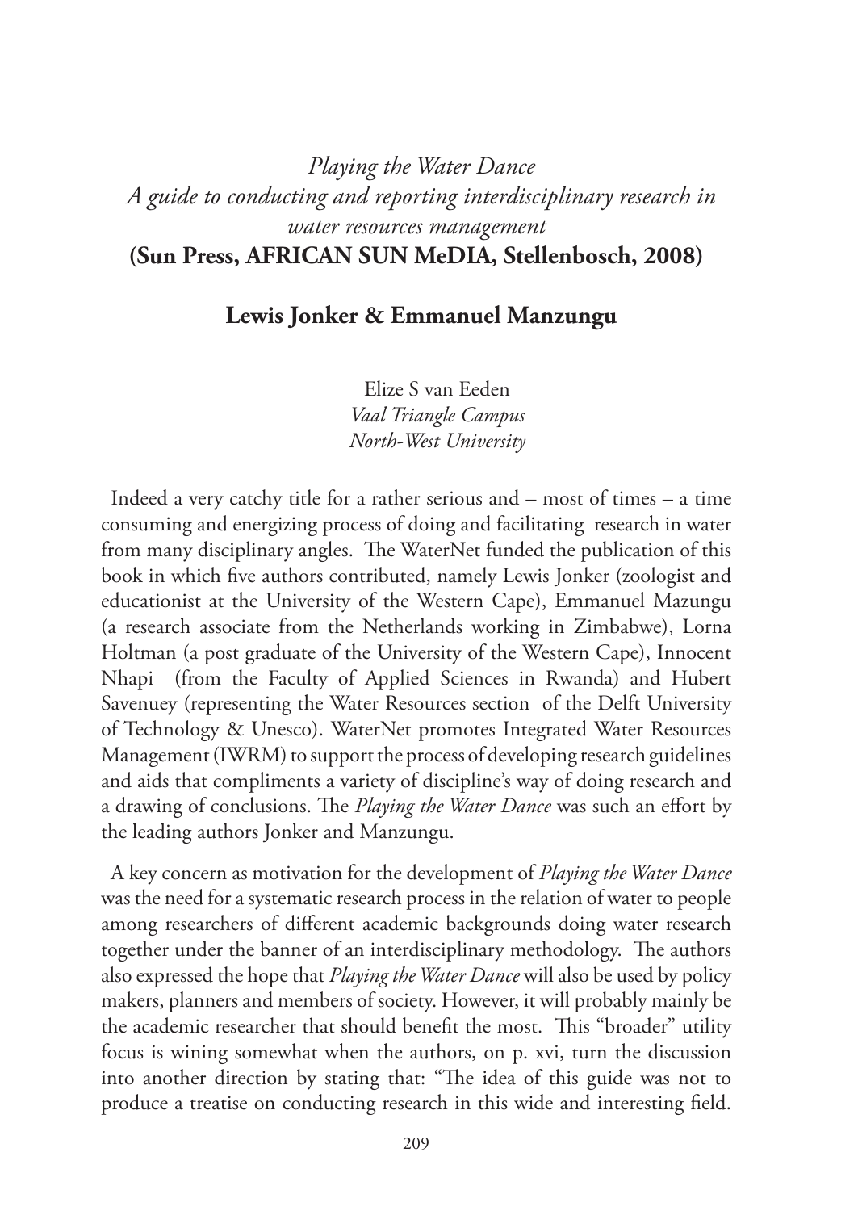*Playing the Water Dance*
*A guide to conducting and reporting interdisciplinary research in water resources management*
**(Sun Press, AFRICAN SUN MeDIA, Stellenbosch, 2008)**

**Lewis Jonker & Emmanuel Manzungu**

Elize S van Eeden
*Vaal Triangle Campus*
*North-West University*

Indeed a very catchy title for a rather serious and – most of times – a time consuming and energizing process of doing and facilitating research in water from many disciplinary angles. The WaterNet funded the publication of this book in which five authors contributed, namely Lewis Jonker (zoologist and educationist at the University of the Western Cape), Emmanuel Mazungu (a research associate from the Netherlands working in Zimbabwe), Lorna Holtman (a post graduate of the University of the Western Cape), Innocent Nhapi (from the Faculty of Applied Sciences in Rwanda) and Hubert Savenuey (representing the Water Resources section of the Delft University of Technology & Unesco). WaterNet promotes Integrated Water Resources Management (IWRM) to support the process of developing research guidelines and aids that compliments a variety of discipline's way of doing research and a drawing of conclusions. The *Playing the Water Dance* was such an effort by the leading authors Jonker and Manzungu.

A key concern as motivation for the development of *Playing the Water Dance* was the need for a systematic research process in the relation of water to people among researchers of different academic backgrounds doing water research together under the banner of an interdisciplinary methodology. The authors also expressed the hope that *Playing the Water Dance* will also be used by policy makers, planners and members of society. However, it will probably mainly be the academic researcher that should benefit the most. This "broader" utility focus is wining somewhat when the authors, on p. xvi, turn the discussion into another direction by stating that: "The idea of this guide was not to produce a treatise on conducting research in this wide and interesting field.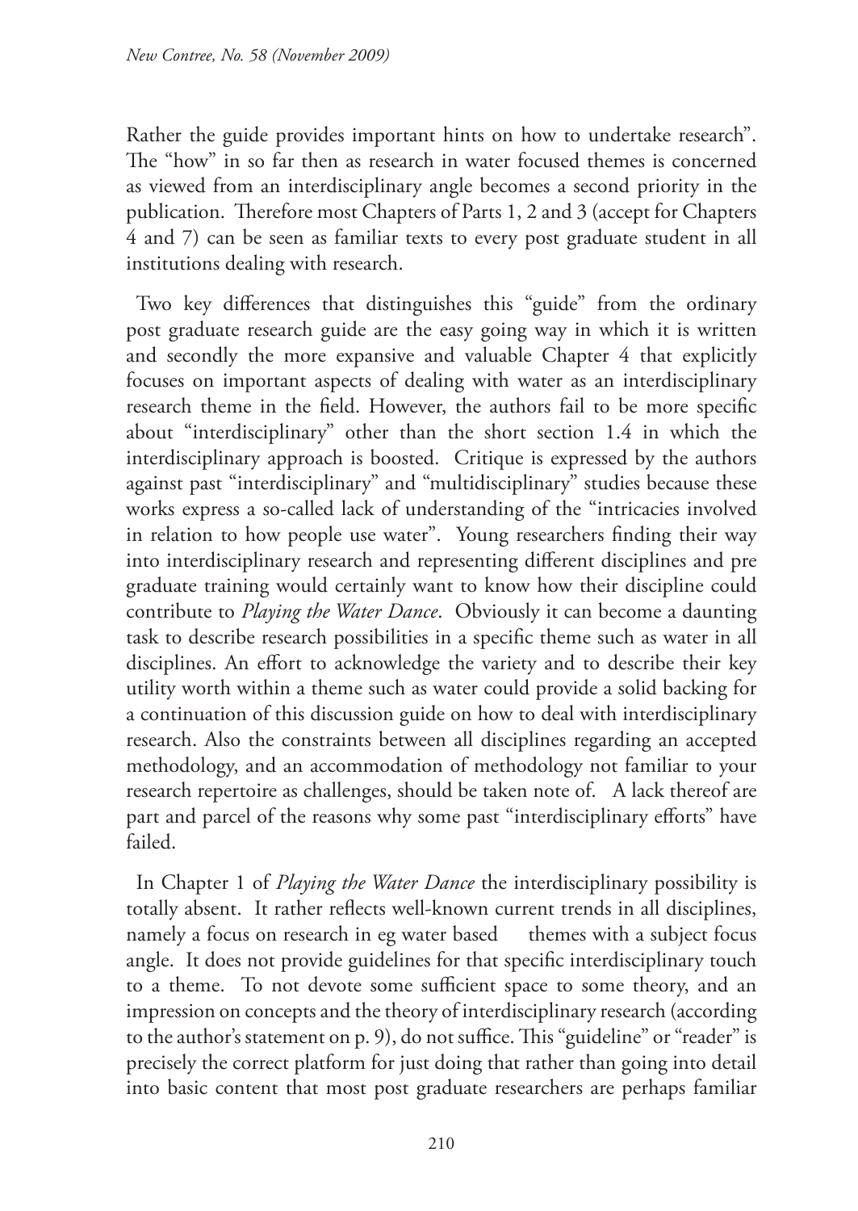Rather the guide provides important hints on how to undertake research". The "how" in so far then as research in water focused themes is concerned as viewed from an interdisciplinary angle becomes a second priority in the publication. Therefore most Chapters of Parts 1, 2 and 3 (accept for Chapters 4 and 7) can be seen as familiar texts to every post graduate student in all institutions dealing with research.

Two key differences that distinguishes this "guide" from the ordinary post graduate research guide are the easy going way in which it is written and secondly the more expansive and valuable Chapter 4 that explicitly focuses on important aspects of dealing with water as an interdisciplinary research theme in the field. However, the authors fail to be more specific about "interdisciplinary" other than the short section 1.4 in which the interdisciplinary approach is boosted. Critique is expressed by the authors against past "interdisciplinary" and "multidisciplinary" studies because these works express a so-called lack of understanding of the "intricacies involved in relation to how people use water". Young researchers finding their way into interdisciplinary research and representing different disciplines and pre graduate training would certainly want to know how their discipline could contribute to *Playing the Water Dance*. Obviously it can become a daunting task to describe research possibilities in a specific theme such as water in all disciplines. An effort to acknowledge the variety and to describe their key utility worth within a theme such as water could provide a solid backing for a continuation of this discussion guide on how to deal with interdisciplinary research. Also the constraints between all disciplines regarding an accepted methodology, and an accommodation of methodology not familiar to your research repertoire as challenges, should be taken note of. A lack thereof are part and parcel of the reasons why some past "interdisciplinary efforts" have failed.

In Chapter 1 of *Playing the Water Dance* the interdisciplinary possibility is totally absent. It rather reflects well-known current trends in all disciplines, namely a focus on research in eg water based themes with a subject focus angle. It does not provide guidelines for that specific interdisciplinary touch to a theme. To not devote some sufficient space to some theory, and an impression on concepts and the theory of interdisciplinary research (according to the author's statement on p. 9), do not suffice. This "guideline" or "reader" is precisely the correct platform for just doing that rather than going into detail into basic content that most post graduate researchers are perhaps familiar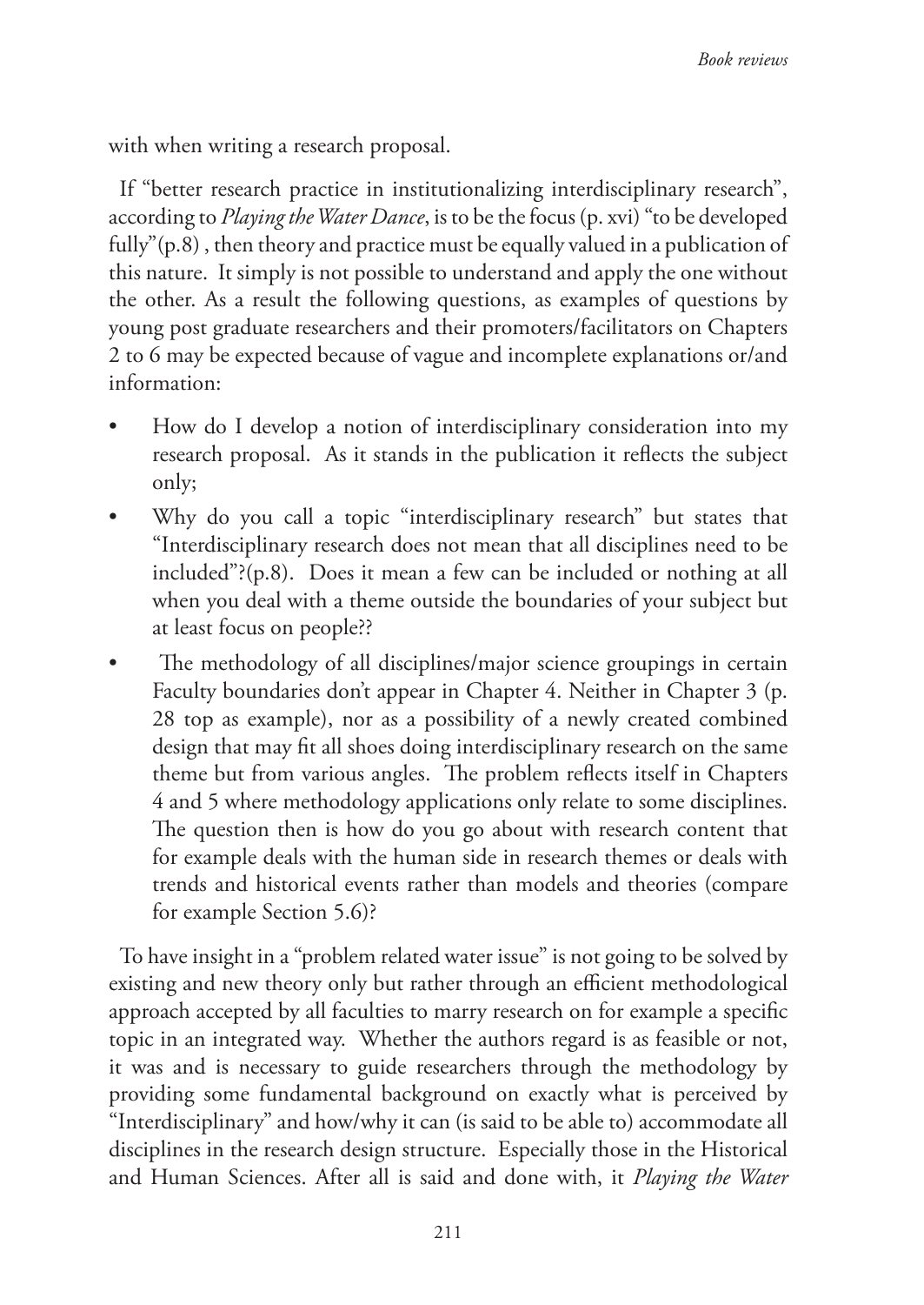with when writing a research proposal.

If "better research practice in institutionalizing interdisciplinary research", according to *Playing the Water Dance*, is to be the focus (p. xvi) "to be developed fully"(p.8) , then theory and practice must be equally valued in a publication of this nature. It simply is not possible to understand and apply the one without the other. As a result the following questions, as examples of questions by young post graduate researchers and their promoters/facilitators on Chapters 2 to 6 may be expected because of vague and incomplete explanations or/and information:

- How do I develop a notion of interdisciplinary consideration into my research proposal. As it stands in the publication it reflects the subject only;
- Why do you call a topic "interdisciplinary research" but states that "Interdisciplinary research does not mean that all disciplines need to be included"?(p.8). Does it mean a few can be included or nothing at all when you deal with a theme outside the boundaries of your subject but at least focus on people??
- The methodology of all disciplines/major science groupings in certain Faculty boundaries don't appear in Chapter 4. Neither in Chapter 3 (p. 28 top as example), nor as a possibility of a newly created combined design that may fit all shoes doing interdisciplinary research on the same theme but from various angles. The problem reflects itself in Chapters 4 and 5 where methodology applications only relate to some disciplines. The question then is how do you go about with research content that for example deals with the human side in research themes or deals with trends and historical events rather than models and theories (compare for example Section 5.6)?

To have insight in a "problem related water issue" is not going to be solved by existing and new theory only but rather through an efficient methodological approach accepted by all faculties to marry research on for example a specific topic in an integrated way. Whether the authors regard is as feasible or not, it was and is necessary to guide researchers through the methodology by providing some fundamental background on exactly what is perceived by "Interdisciplinary" and how/why it can (is said to be able to) accommodate all disciplines in the research design structure. Especially those in the Historical and Human Sciences. After all is said and done with, it *Playing the Water*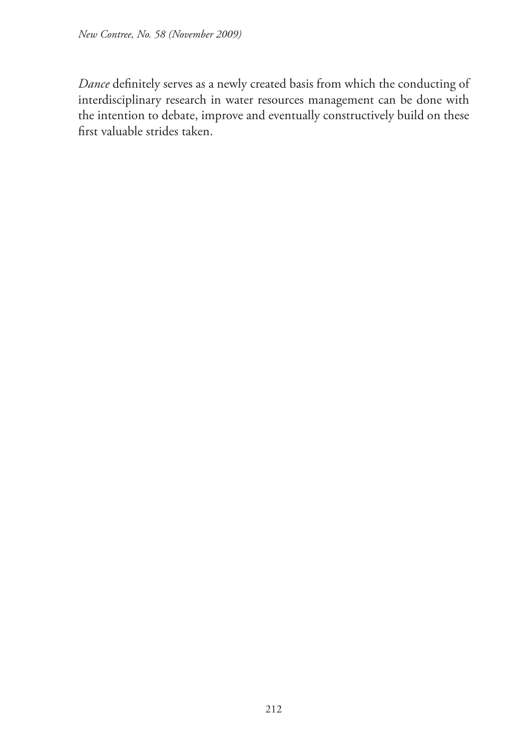*Dance* definitely serves as a newly created basis from which the conducting of interdisciplinary research in water resources management can be done with the intention to debate, improve and eventually constructively build on these first valuable strides taken.